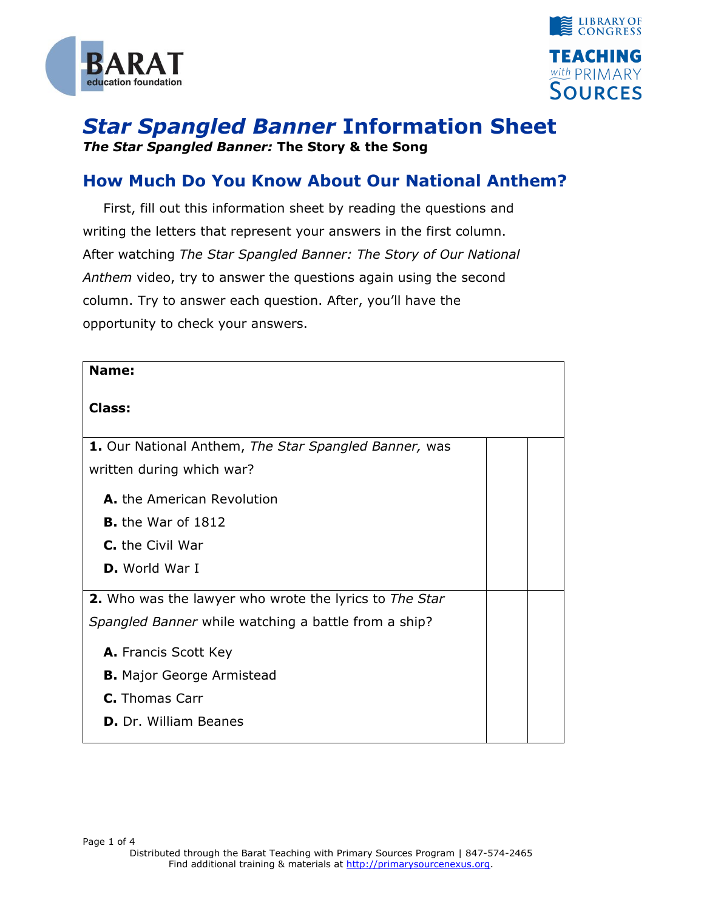# *Star Spangled Banner* Information Sheet

***The Star Spangled Banner:* The Story & the Song**

## How Much Do You Know About Our National Anthem?

First, fill out this information sheet by reading the questions and writing the letters that represent your answers in the first column. After watching *The Star Spangled Banner: The Story of Our National Anthem* video, try to answer the questions again using the second column. Try to answer each question. After, you'll have the opportunity to check your answers.

| **Name:**<br><br>**Class:** | | |
|---|---|---|
| **1.** Our National Anthem, *The Star Spangled Banner,* was written during which war?<br><br>**A.** the American Revolution<br>**B.** the War of 1812<br>**C.** the Civil War<br>**D.** World War I | | |
| **2.** Who was the lawyer who wrote the lyrics to *The Star Spangled Banner* while watching a battle from a ship?<br><br>**A.** Francis Scott Key<br>**B.** Major George Armistead<br>**C.** Thomas Carr<br>**D.** Dr. William Beanes | | |

Distributed through the Barat Teaching with Primary Sources Program | 847-574-2465
Find additional training & materials at http://primarysourcenexus.org.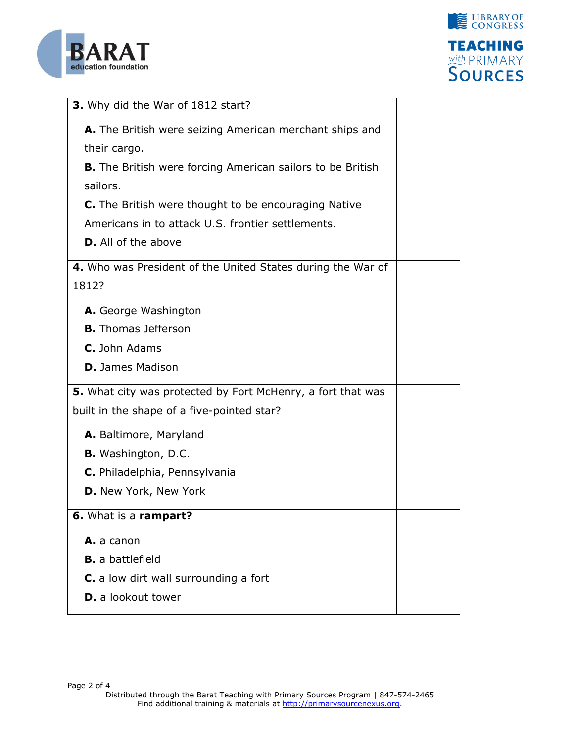| | | |
|---|---|---|
| **3.** Why did the War of 1812 start?<br><br>**A.** The British were seizing American merchant ships and their cargo.<br>**B.** The British were forcing American sailors to be British sailors.<br>**C.** The British were thought to be encouraging Native Americans in to attack U.S. frontier settlements.<br>**D.** All of the above | | |
| **4.** Who was President of the United States during the War of 1812?<br><br>**A.** George Washington<br>**B.** Thomas Jefferson<br>**C.** John Adams<br>**D.** James Madison | | |
| **5.** What city was protected by Fort McHenry, a fort that was built in the shape of a five-pointed star?<br><br>**A.** Baltimore, Maryland<br>**B.** Washington, D.C.<br>**C.** Philadelphia, Pennsylvania<br>**D.** New York, New York | | |
| **6.** What is a **rampart?**<br><br>**A.** a canon<br>**B.** a battlefield<br>**C.** a low dirt wall surrounding a fort<br>**D.** a lookout tower | | |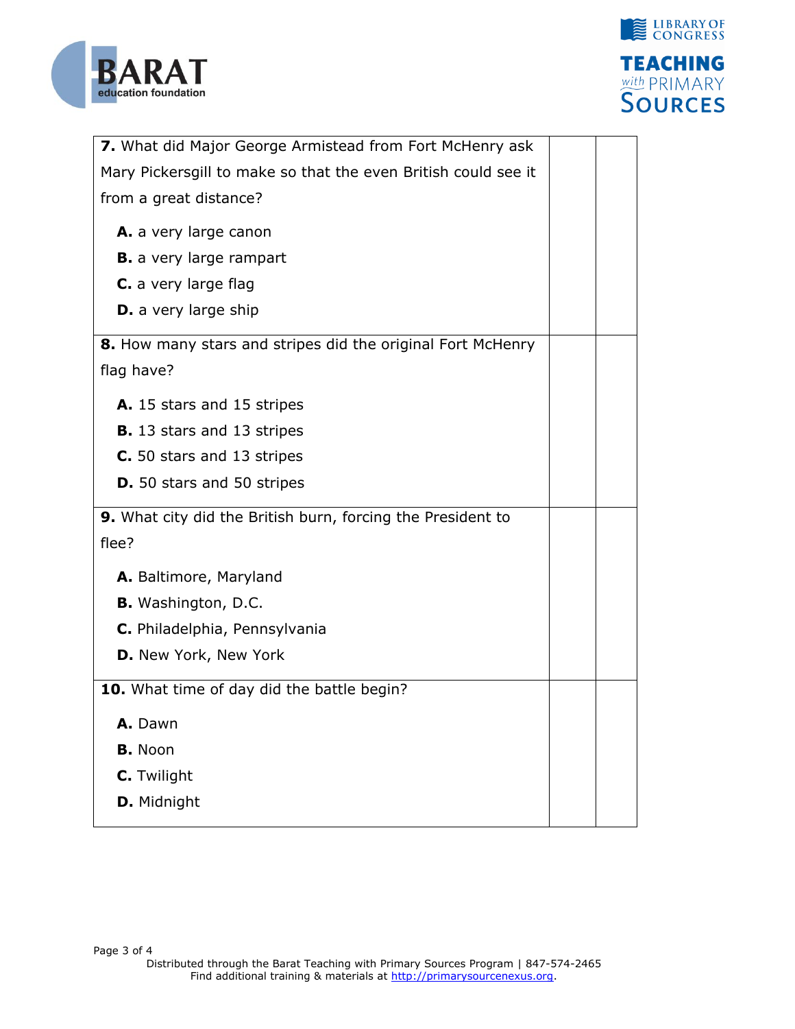| | | |
|---|---|---|
| **7.** What did Major George Armistead from Fort McHenry ask Mary Pickersgill to make so that the even British could see it from a great distance?<br><br>**A.** a very large canon<br>**B.** a very large rampart<br>**C.** a very large flag<br>**D.** a very large ship | | |
| **8.** How many stars and stripes did the original Fort McHenry flag have?<br><br>**A.** 15 stars and 15 stripes<br>**B.** 13 stars and 13 stripes<br>**C.** 50 stars and 13 stripes<br>**D.** 50 stars and 50 stripes | | |
| **9.** What city did the British burn, forcing the President to flee?<br><br>**A.** Baltimore, Maryland<br>**B.** Washington, D.C.<br>**C.** Philadelphia, Pennsylvania<br>**D.** New York, New York | | |
| **10.** What time of day did the battle begin?<br><br>**A.** Dawn<br>**B.** Noon<br>**C.** Twilight<br>**D.** Midnight | | |

Distributed through the Barat Teaching with Primary Sources Program | 847-574-2465
Find additional training & materials at http://primarysourcenexus.org.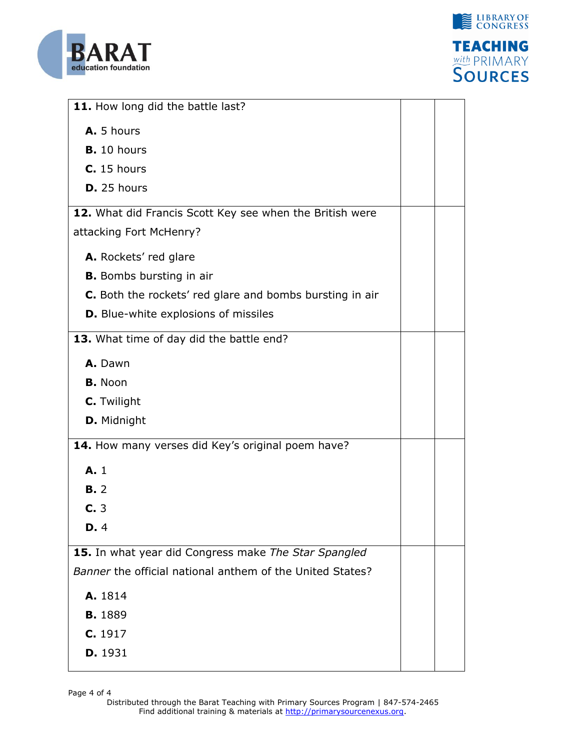| | | |
|---|---|---|
| **11.** How long did the battle last?<br><br>**A.** 5 hours<br>**B.** 10 hours<br>**C.** 15 hours<br>**D.** 25 hours | | |
| **12.** What did Francis Scott Key see when the British were attacking Fort McHenry?<br><br>**A.** Rockets' red glare<br>**B.** Bombs bursting in air<br>**C.** Both the rockets' red glare and bombs bursting in air<br>**D.** Blue-white explosions of missiles | | |
| **13.** What time of day did the battle end?<br><br>**A.** Dawn<br>**B.** Noon<br>**C.** Twilight<br>**D.** Midnight | | |
| **14.** How many verses did Key's original poem have?<br><br>**A.** 1<br>**B.** 2<br>**C.** 3<br>**D.** 4 | | |
| **15.** In what year did Congress make *The Star Spangled Banner* the official national anthem of the United States?<br><br>**A.** 1814<br>**B.** 1889<br>**C.** 1917<br>**D.** 1931 | | |

Distributed through the Barat Teaching with Primary Sources Program | 847-574-2465
Find additional training & materials at http://primarysourcenexus.org.